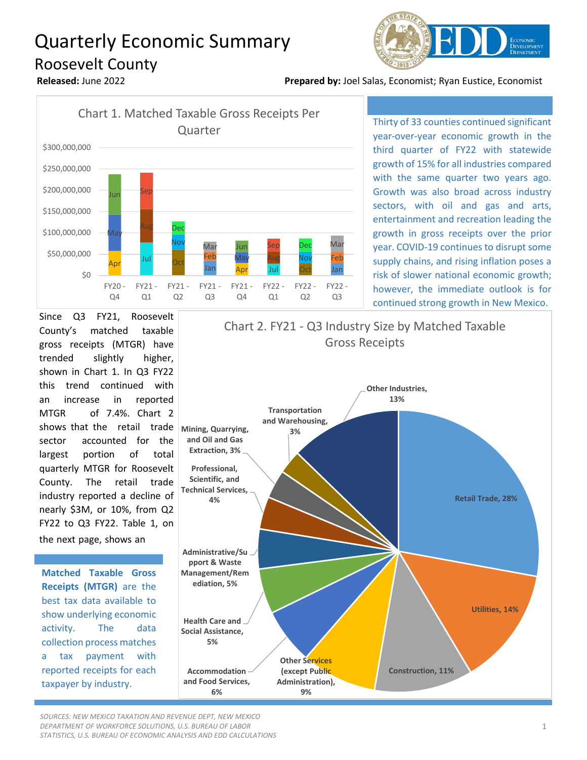# Quarterly Economic Summary

## Roosevelt County

**Released:** June 2022

**Prepared by:** Joel Salas, Economist; Ryan Eustice, Economist

Chart 1. Matched Taxable Gross Receipts Per Quarter

Thirty of 33 counties continued significant year-over-year economic growth in the third quarter of FY22 with statewide growth of 15% for all industries compared with the same quarter two years ago. Growth was also broad across industry sectors, with oil and gas and arts, entertainment and recreation leading the growth in gross receipts over the prior year. COVID-19 continues to disrupt some supply chains, and rising inflation poses a risk of slower national economic growth; however, the immediate outlook is for continued strong growth in New Mexico.

Since Q3 FY21, Roosevelt County's matched taxable gross receipts (MTGR) have trended slightly higher, shown in Chart 1. In Q3 FY22 this trend continued with an increase in reported MTGR of 7.4%. Chart 2 shows that the retail trade sector accounted for the largest portion of total quarterly MTGR for Roosevelt County. The retail trade industry reported a decline of nearly $3M, or 10%, from Q2 FY22 to Q3 FY22. Table 1, on the next page, shows an

Chart 2. FY21 - Q3 Industry Size by Matched Taxable Gross Receipts

**Matched Taxable Gross Receipts (MTGR)** are the best tax data available to show underlying economic activity. The data collection process matches a tax payment with reported receipts for each taxpayer by industry.

*SOURCES: NEW MEXICO TAXATION AND REVENUE DEPT, NEW MEXICO DEPARTMENT OF WORKFORCE SOLUTIONS, U.S. BUREAU OF LABOR STATISTICS, U.S. BUREAU OF ECONOMIC ANALYSIS AND EDD CALCULATIONS*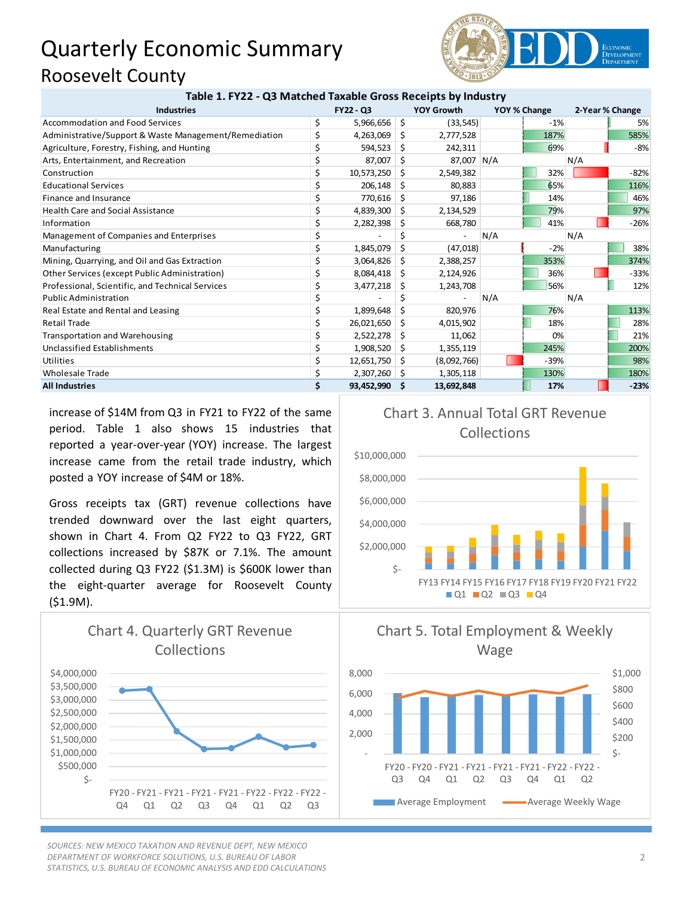# Quarterly Economic Summary

## Roosevelt County

**Table 1. FY22 - Q3 Matched Taxable Gross Receipts by Industry**

| Industries | FY22 - Q3 | YOY Growth | YOY % Change | 2-Year % Change |
|---|---|---|---|---|
| Accommodation and Food Services | $ 5,966,656 | $ (33,545) | -1% | 5% |
| Administrative/Support & Waste Management/Remediation | $ 4,263,069 | $ 2,777,528 | 187% | 585% |
| Agriculture, Forestry, Fishing, and Hunting | $ 594,523 | $ 242,311 | 69% | -8% |
| Arts, Entertainment, and Recreation | $ 87,007 | $ 87,007 | N/A | N/A |
| Construction | $ 10,573,250 | $ 2,549,382 | 32% | -82% |
| Educational Services | $ 206,148 | $ 80,883 | 65% | 116% |
| Finance and Insurance | $ 770,616 | $ 97,186 | 14% | 46% |
| Health Care and Social Assistance | $ 4,839,300 | $ 2,134,529 | 79% | 97% |
| Information | $ 2,282,398 | $ 668,780 | 41% | -26% |
| Management of Companies and Enterprises | $ - | $ - | N/A | N/A |
| Manufacturing | $ 1,845,079 | $ (47,018) | -2% | 38% |
| Mining, Quarrying, and Oil and Gas Extraction | $ 3,064,826 | $ 2,388,257 | 353% | 374% |
| Other Services (except Public Administration) | $ 8,084,418 | $ 2,124,926 | 36% | -33% |
| Professional, Scientific, and Technical Services | $ 3,477,218 | $ 1,243,708 | 56% | 12% |
| Public Administration | $ - | $ - | N/A | N/A |
| Real Estate and Rental and Leasing | $ 1,899,648 | $ 820,976 | 76% | 113% |
| Retail Trade | $ 26,021,650 | $ 4,015,902 | 18% | 28% |
| Transportation and Warehousing | $ 2,522,278 | $ 11,062 | 0% | 21% |
| Unclassified Establishments | $ 1,908,520 | $ 1,355,119 | 245% | 200% |
| Utilities | $ 12,651,750 | $ (8,092,766) | -39% | 98% |
| Wholesale Trade | $ 2,307,260 | $ 1,305,118 | 130% | 180% |
| **All Industries** | **$ 93,452,990** | **$ 13,692,848** | **17%** | **-23%** |

increase of $14M from Q3 in FY21 to FY22 of the same period. Table 1 also shows 15 industries that reported a year-over-year (YOY) increase. The largest increase came from the retail trade industry, which posted a YOY increase of $4M or 18%.

Gross receipts tax (GRT) revenue collections have trended downward over the last eight quarters, shown in Chart 4. From Q2 FY22 to Q3 FY22, GRT collections increased by $87K or 7.1%. The amount collected during Q3 FY22 ($1.3M) is $600K lower than the eight-quarter average for Roosevelt County ($1.9M).

Chart 3. Annual Total GRT Revenue Collections

Chart 4. Quarterly GRT Revenue Collections

Chart 5. Total Employment & Weekly Wage

*SOURCES: NEW MEXICO TAXATION AND REVENUE DEPT, NEW MEXICO DEPARTMENT OF WORKFORCE SOLUTIONS, U.S. BUREAU OF LABOR STATISTICS, U.S. BUREAU OF ECONOMIC ANALYSIS AND EDD CALCULATIONS*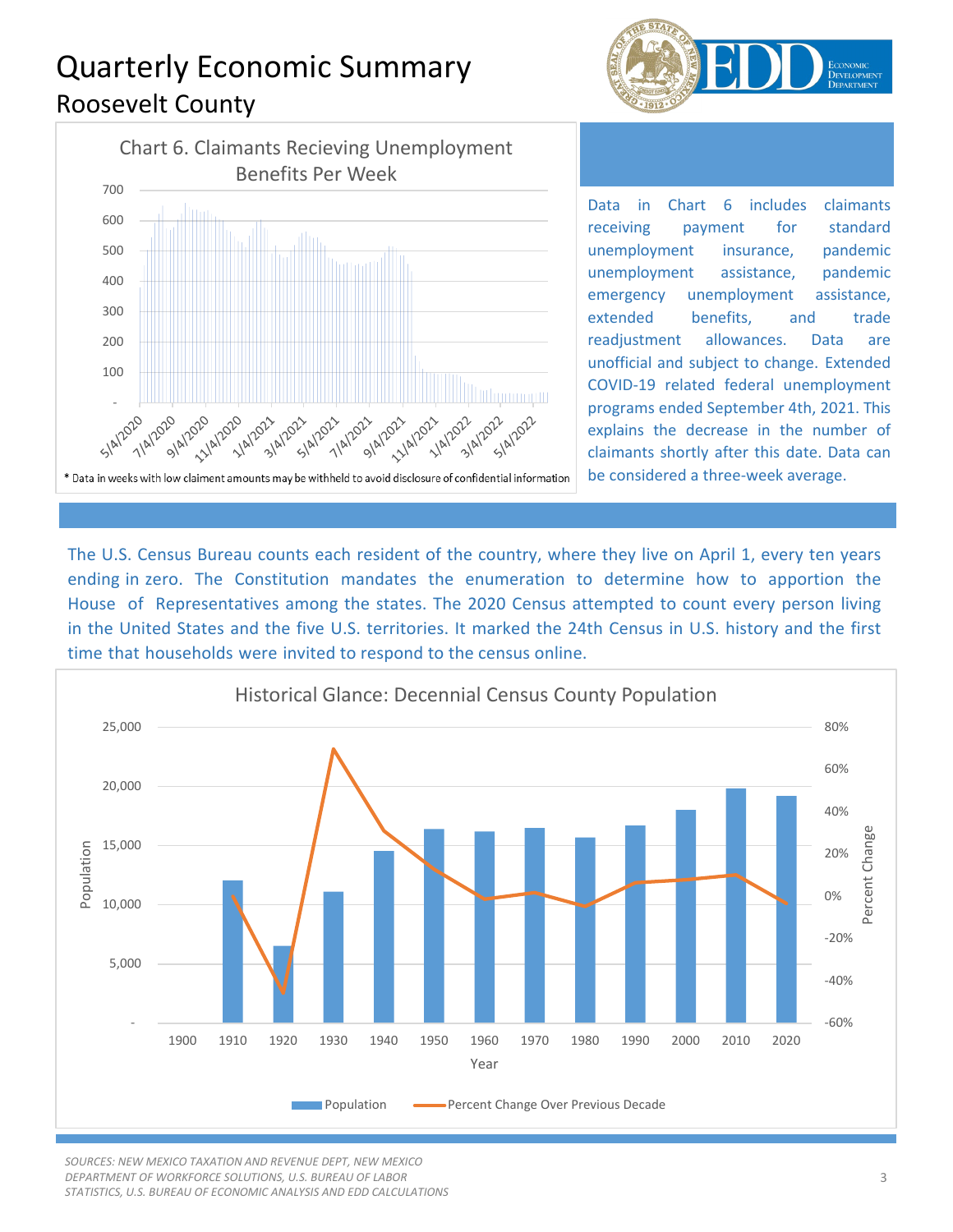# Quarterly Economic Summary

## Roosevelt County

Chart 6. Claimants Recieving Unemployment Benefits Per Week

700
600
500
400
300
200
100
-

5/4/2020, 7/4/2020, 9/4/2020, 11/4/2020, 1/4/2021, 3/4/2021, 5/4/2021, 7/4/2021, 9/4/2021, 11/4/2021, 1/4/2022, 3/4/2022, 5/4/2022

* Data in weeks with low claiment amounts may be withheld to avoid disclosure of confidential information

Data in Chart 6 includes claimants receiving payment for standard unemployment insurance, pandemic unemployment assistance, pandemic emergency unemployment assistance, extended benefits, and trade readjustment allowances. Data are unofficial and subject to change. Extended COVID-19 related federal unemployment programs ended September 4th, 2021. This explains the decrease in the number of claimants shortly after this date. Data can be considered a three-week average.

The U.S. Census Bureau counts each resident of the country, where they live on April 1, every ten years ending in zero. The Constitution mandates the enumeration to determine how to apportion the House of Representatives among the states. The 2020 Census attempted to count every person living in the United States and the five U.S. territories. It marked the 24th Census in U.S. history and the first time that households were invited to respond to the census online.

Historical Glance: Decennial Census County Population

Population: 25,000, 20,000, 15,000, 10,000, 5,000, -

Percent Change: 80%, 60%, 40%, 20%, 0%, -20%, -40%, -60%

Year: 1900, 1910, 1920, 1930, 1940, 1950, 1960, 1970, 1980, 1990, 2000, 2010, 2020

Population — Percent Change Over Previous Decade

*SOURCES: NEW MEXICO TAXATION AND REVENUE DEPT, NEW MEXICO DEPARTMENT OF WORKFORCE SOLUTIONS, U.S. BUREAU OF LABOR STATISTICS, U.S. BUREAU OF ECONOMIC ANALYSIS AND EDD CALCULATIONS*